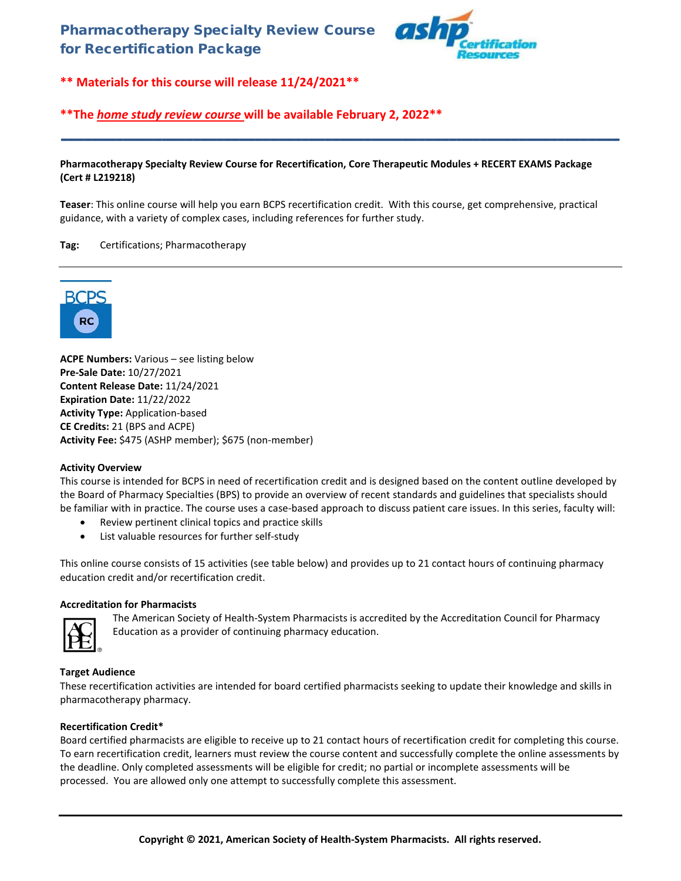# Pharmacotherapy Specialty Review Course for Recertification Package

**\*\* Materials for this course will release 11/24/2021\*\***

**\*\*The *home study review course* will be available February 2, 2022\*\***

---

**Pharmacotherapy Specialty Review Course for Recertification, Core Therapeutic Modules + RECERT EXAMS Package (Cert # L219218)**

**Teaser**: This online course will help you earn BCPS recertification credit. With this course, get comprehensive, practical guidance, with a variety of complex cases, including references for further study.

**Tag:** Certifications; Pharmacotherapy

---

BCPS RC

**ACPE Numbers:** Various – see listing below
**Pre-Sale Date:** 10/27/2021
**Content Release Date:** 11/24/2021
**Expiration Date:** 11/22/2022
**Activity Type:** Application-based
**CE Credits:** 21 (BPS and ACPE)
**Activity Fee:** $475 (ASHP member); $675 (non-member)

**Activity Overview**

This course is intended for BCPS in need of recertification credit and is designed based on the content outline developed by the Board of Pharmacy Specialties (BPS) to provide an overview of recent standards and guidelines that specialists should be familiar with in practice. The course uses a case-based approach to discuss patient care issues. In this series, faculty will:

- Review pertinent clinical topics and practice skills
- List valuable resources for further self-study

This online course consists of 15 activities (see table below) and provides up to 21 contact hours of continuing pharmacy education credit and/or recertification credit.

**Accreditation for Pharmacists**

The American Society of Health-System Pharmacists is accredited by the Accreditation Council for Pharmacy Education as a provider of continuing pharmacy education.

**Target Audience**

These recertification activities are intended for board certified pharmacists seeking to update their knowledge and skills in pharmacotherapy pharmacy.

**Recertification Credit\***

Board certified pharmacists are eligible to receive up to 21 contact hours of recertification credit for completing this course. To earn recertification credit, learners must review the course content and successfully complete the online assessments by the deadline. Only completed assessments will be eligible for credit; no partial or incomplete assessments will be processed. You are allowed only one attempt to successfully complete this assessment.

**Copyright © 2021, American Society of Health-System Pharmacists. All rights reserved.**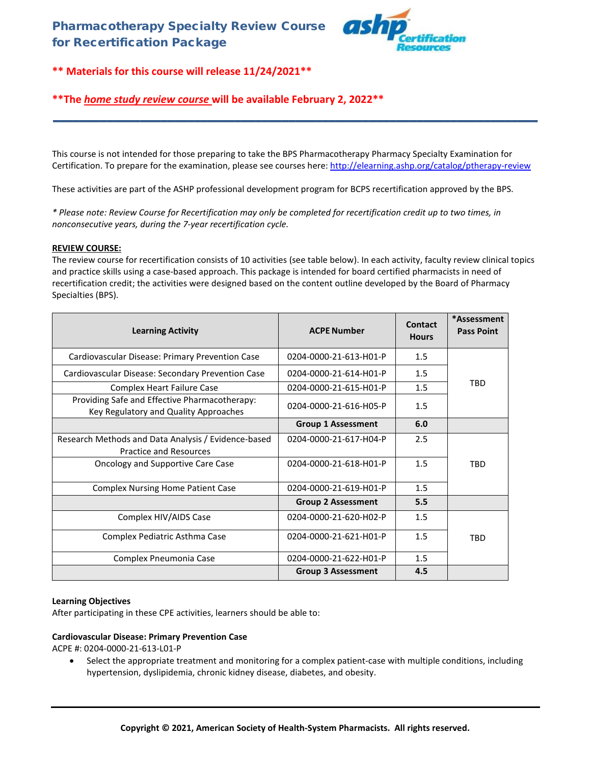# Pharmacotherapy Specialty Review Course for Recertification Package

**\*\* Materials for this course will release 11/24/2021\*\***

**\*\*The *home study review course* will be available February 2, 2022\*\***

---

This course is not intended for those preparing to take the BPS Pharmacotherapy Pharmacy Specialty Examination for Certification. To prepare for the examination, please see courses here: http://elearning.ashp.org/catalog/ptherapy-review

These activities are part of the ASHP professional development program for BCPS recertification approved by the BPS.

*\* Please note: Review Course for Recertification may only be completed for recertification credit up to two times, in nonconsecutive years, during the 7-year recertification cycle.*

**REVIEW COURSE:**

The review course for recertification consists of 10 activities (see table below). In each activity, faculty review clinical topics and practice skills using a case-based approach. This package is intended for board certified pharmacists in need of recertification credit; the activities were designed based on the content outline developed by the Board of Pharmacy Specialties (BPS).

| Learning Activity | ACPE Number | Contact Hours | *Assessment Pass Point |
|---|---|---|---|
| Cardiovascular Disease: Primary Prevention Case | 0204-0000-21-613-H01-P | 1.5 | TBD |
| Cardiovascular Disease: Secondary Prevention Case | 0204-0000-21-614-H01-P | 1.5 | |
| Complex Heart Failure Case | 0204-0000-21-615-H01-P | 1.5 | |
| Providing Safe and Effective Pharmacotherapy: Key Regulatory and Quality Approaches | 0204-0000-21-616-H05-P | 1.5 | |
| | **Group 1 Assessment** | **6.0** | |
| Research Methods and Data Analysis / Evidence-based Practice and Resources | 0204-0000-21-617-H04-P | 2.5 | TBD |
| Oncology and Supportive Care Case | 0204-0000-21-618-H01-P | 1.5 | |
| Complex Nursing Home Patient Case | 0204-0000-21-619-H01-P | 1.5 | |
| | **Group 2 Assessment** | **5.5** | |
| Complex HIV/AIDS Case | 0204-0000-21-620-H02-P | 1.5 | TBD |
| Complex Pediatric Asthma Case | 0204-0000-21-621-H01-P | 1.5 | |
| Complex Pneumonia Case | 0204-0000-21-622-H01-P | 1.5 | |
| | **Group 3 Assessment** | **4.5** | |

**Learning Objectives**

After participating in these CPE activities, learners should be able to:

**Cardiovascular Disease: Primary Prevention Case**

ACPE #: 0204-0000-21-613-L01-P

- Select the appropriate treatment and monitoring for a complex patient-case with multiple conditions, including hypertension, dyslipidemia, chronic kidney disease, diabetes, and obesity.

**Copyright © 2021, American Society of Health-System Pharmacists. All rights reserved.**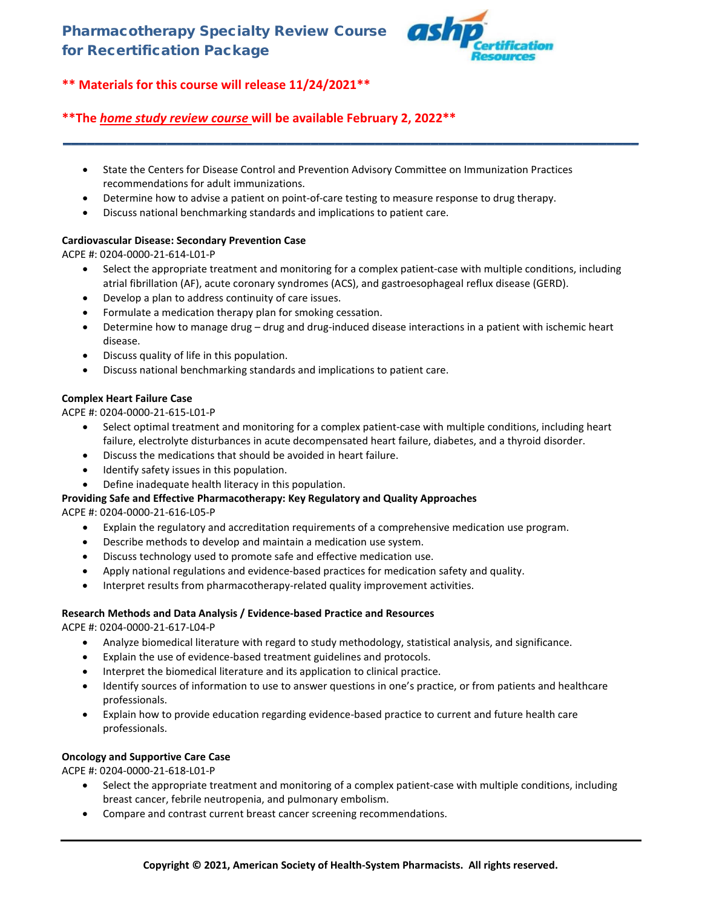- State the Centers for Disease Control and Prevention Advisory Committee on Immunization Practices recommendations for adult immunizations.
- Determine how to advise a patient on point-of-care testing to measure response to drug therapy.
- Discuss national benchmarking standards and implications to patient care.

**Cardiovascular Disease: Secondary Prevention Case**

ACPE #: 0204-0000-21-614-L01-P

- Select the appropriate treatment and monitoring for a complex patient-case with multiple conditions, including atrial fibrillation (AF), acute coronary syndromes (ACS), and gastroesophageal reflux disease (GERD).
- Develop a plan to address continuity of care issues.
- Formulate a medication therapy plan for smoking cessation.
- Determine how to manage drug – drug and drug-induced disease interactions in a patient with ischemic heart disease.
- Discuss quality of life in this population.
- Discuss national benchmarking standards and implications to patient care.

**Complex Heart Failure Case**

ACPE #: 0204-0000-21-615-L01-P

- Select optimal treatment and monitoring for a complex patient-case with multiple conditions, including heart failure, electrolyte disturbances in acute decompensated heart failure, diabetes, and a thyroid disorder.
- Discuss the medications that should be avoided in heart failure.
- Identify safety issues in this population.
- Define inadequate health literacy in this population.

**Providing Safe and Effective Pharmacotherapy: Key Regulatory and Quality Approaches**

ACPE #: 0204-0000-21-616-L05-P

- Explain the regulatory and accreditation requirements of a comprehensive medication use program.
- Describe methods to develop and maintain a medication use system.
- Discuss technology used to promote safe and effective medication use.
- Apply national regulations and evidence-based practices for medication safety and quality.
- Interpret results from pharmacotherapy-related quality improvement activities.

**Research Methods and Data Analysis / Evidence-based Practice and Resources**

ACPE #: 0204-0000-21-617-L04-P

- Analyze biomedical literature with regard to study methodology, statistical analysis, and significance.
- Explain the use of evidence-based treatment guidelines and protocols.
- Interpret the biomedical literature and its application to clinical practice.
- Identify sources of information to use to answer questions in one's practice, or from patients and healthcare professionals.
- Explain how to provide education regarding evidence-based practice to current and future health care professionals.

**Oncology and Supportive Care Case**

ACPE #: 0204-0000-21-618-L01-P

- Select the appropriate treatment and monitoring of a complex patient-case with multiple conditions, including breast cancer, febrile neutropenia, and pulmonary embolism.
- Compare and contrast current breast cancer screening recommendations.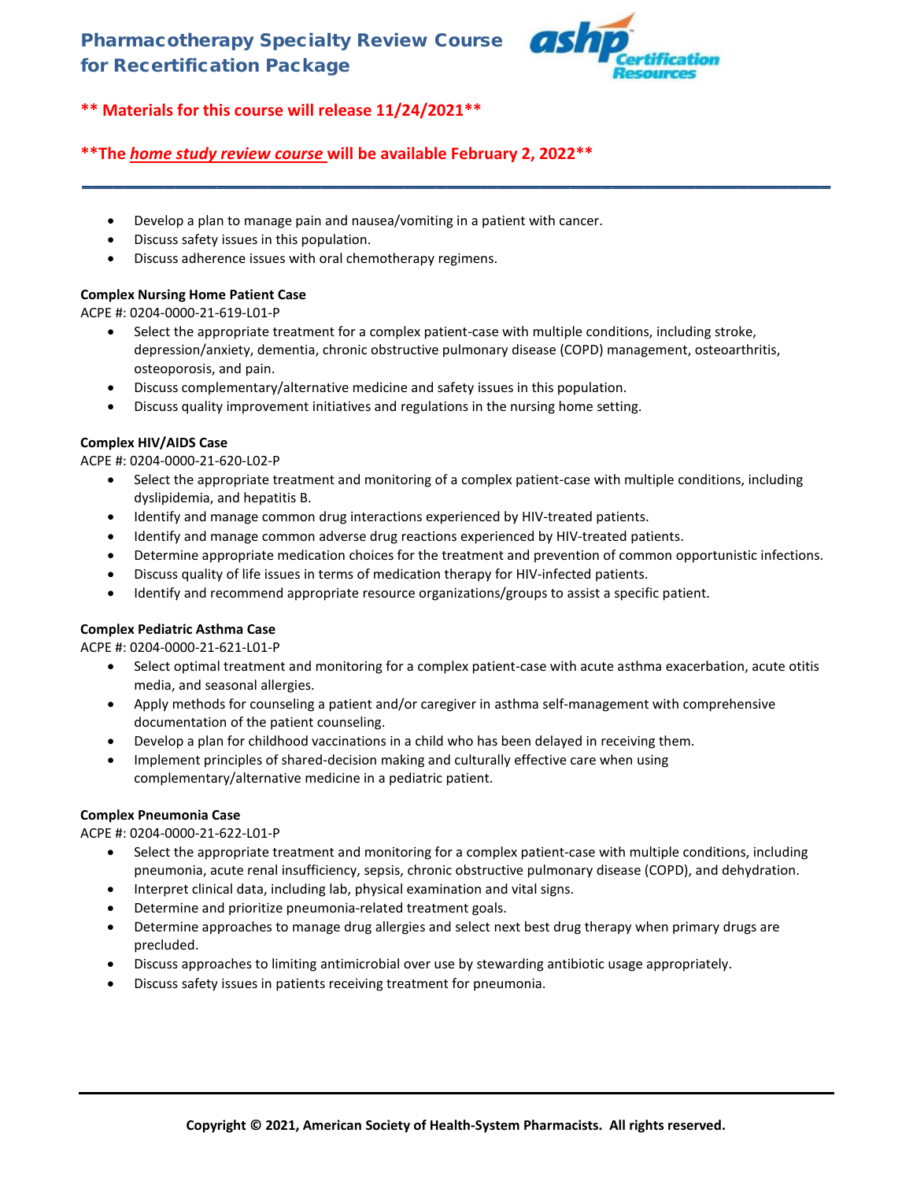**\*\* Materials for this course will release 11/24/2021\*\***

**\*\*The *home study review course* will be available February 2, 2022\*\***

- Develop a plan to manage pain and nausea/vomiting in a patient with cancer.
- Discuss safety issues in this population.
- Discuss adherence issues with oral chemotherapy regimens.

**Complex Nursing Home Patient Case**

ACPE #: 0204-0000-21-619-L01-P

- Select the appropriate treatment for a complex patient-case with multiple conditions, including stroke, depression/anxiety, dementia, chronic obstructive pulmonary disease (COPD) management, osteoarthritis, osteoporosis, and pain.
- Discuss complementary/alternative medicine and safety issues in this population.
- Discuss quality improvement initiatives and regulations in the nursing home setting.

**Complex HIV/AIDS Case**

ACPE #: 0204-0000-21-620-L02-P

- Select the appropriate treatment and monitoring of a complex patient-case with multiple conditions, including dyslipidemia, and hepatitis B.
- Identify and manage common drug interactions experienced by HIV-treated patients.
- Identify and manage common adverse drug reactions experienced by HIV-treated patients.
- Determine appropriate medication choices for the treatment and prevention of common opportunistic infections.
- Discuss quality of life issues in terms of medication therapy for HIV-infected patients.
- Identify and recommend appropriate resource organizations/groups to assist a specific patient.

**Complex Pediatric Asthma Case**

ACPE #: 0204-0000-21-621-L01-P

- Select optimal treatment and monitoring for a complex patient-case with acute asthma exacerbation, acute otitis media, and seasonal allergies.
- Apply methods for counseling a patient and/or caregiver in asthma self-management with comprehensive documentation of the patient counseling.
- Develop a plan for childhood vaccinations in a child who has been delayed in receiving them.
- Implement principles of shared-decision making and culturally effective care when using complementary/alternative medicine in a pediatric patient.

**Complex Pneumonia Case**

ACPE #: 0204-0000-21-622-L01-P

- Select the appropriate treatment and monitoring for a complex patient-case with multiple conditions, including pneumonia, acute renal insufficiency, sepsis, chronic obstructive pulmonary disease (COPD), and dehydration.
- Interpret clinical data, including lab, physical examination and vital signs.
- Determine and prioritize pneumonia-related treatment goals.
- Determine approaches to manage drug allergies and select next best drug therapy when primary drugs are precluded.
- Discuss approaches to limiting antimicrobial over use by stewarding antibiotic usage appropriately.
- Discuss safety issues in patients receiving treatment for pneumonia.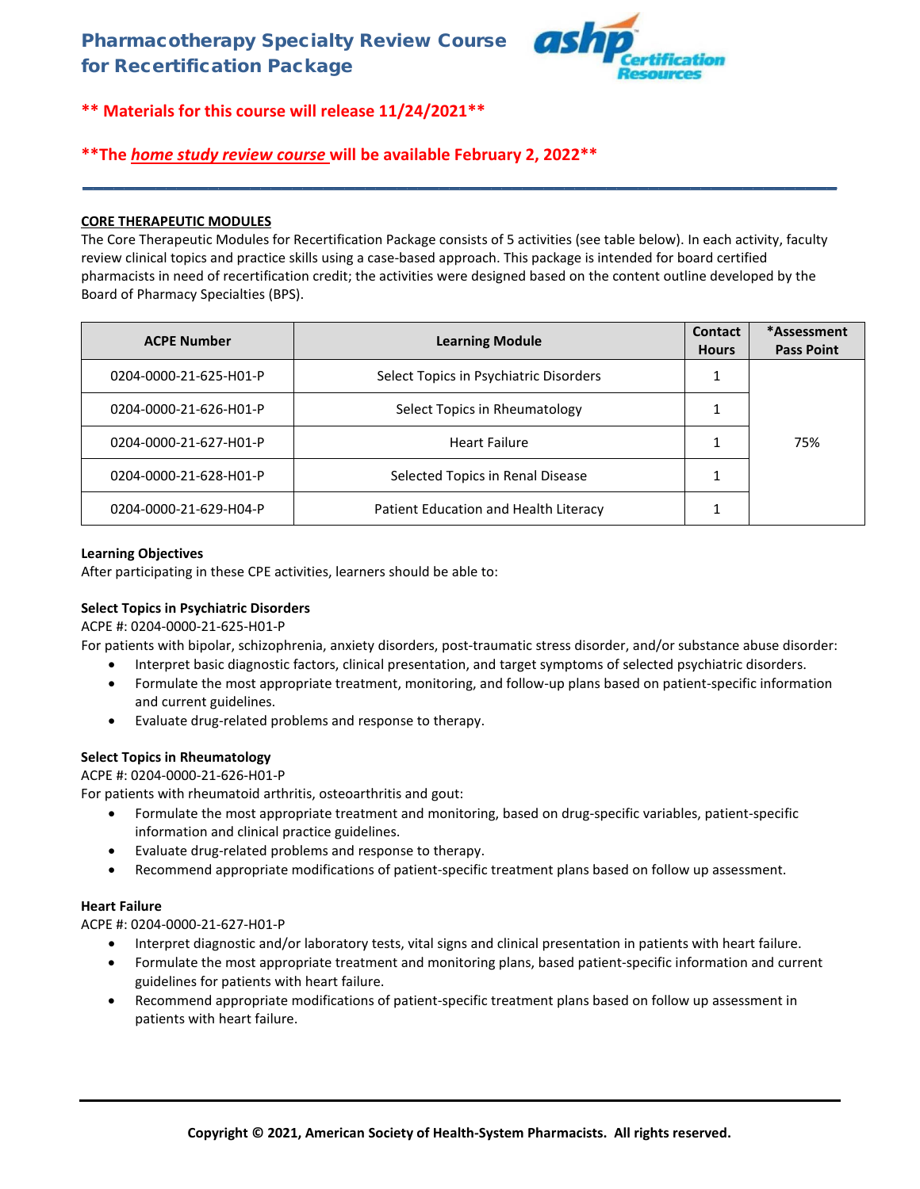# Pharmacotherapy Specialty Review Course for Recertification Package

**** Materials for this course will release 11/24/2021****

****The *home study review course* will be available February 2, 2022****

---

**CORE THERAPEUTIC MODULES**

The Core Therapeutic Modules for Recertification Package consists of 5 activities (see table below). In each activity, faculty review clinical topics and practice skills using a case-based approach. This package is intended for board certified pharmacists in need of recertification credit; the activities were designed based on the content outline developed by the Board of Pharmacy Specialties (BPS).

| ACPE Number | Learning Module | Contact Hours | *Assessment Pass Point |
|---|---|---|---|
| 0204-0000-21-625-H01-P | Select Topics in Psychiatric Disorders | 1 | 75% |
| 0204-0000-21-626-H01-P | Select Topics in Rheumatology | 1 | |
| 0204-0000-21-627-H01-P | Heart Failure | 1 | |
| 0204-0000-21-628-H01-P | Selected Topics in Renal Disease | 1 | |
| 0204-0000-21-629-H04-P | Patient Education and Health Literacy | 1 | |

**Learning Objectives**

After participating in these CPE activities, learners should be able to:

**Select Topics in Psychiatric Disorders**

ACPE #: 0204-0000-21-625-H01-P

For patients with bipolar, schizophrenia, anxiety disorders, post-traumatic stress disorder, and/or substance abuse disorder:

- Interpret basic diagnostic factors, clinical presentation, and target symptoms of selected psychiatric disorders.
- Formulate the most appropriate treatment, monitoring, and follow-up plans based on patient-specific information and current guidelines.
- Evaluate drug-related problems and response to therapy.

**Select Topics in Rheumatology**

ACPE #: 0204-0000-21-626-H01-P

For patients with rheumatoid arthritis, osteoarthritis and gout:

- Formulate the most appropriate treatment and monitoring, based on drug-specific variables, patient-specific information and clinical practice guidelines.
- Evaluate drug-related problems and response to therapy.
- Recommend appropriate modifications of patient-specific treatment plans based on follow up assessment.

**Heart Failure**

ACPE #: 0204-0000-21-627-H01-P

- Interpret diagnostic and/or laboratory tests, vital signs and clinical presentation in patients with heart failure.
- Formulate the most appropriate treatment and monitoring plans, based patient-specific information and current guidelines for patients with heart failure.
- Recommend appropriate modifications of patient-specific treatment plans based on follow up assessment in patients with heart failure.

**Copyright © 2021, American Society of Health-System Pharmacists. All rights reserved.**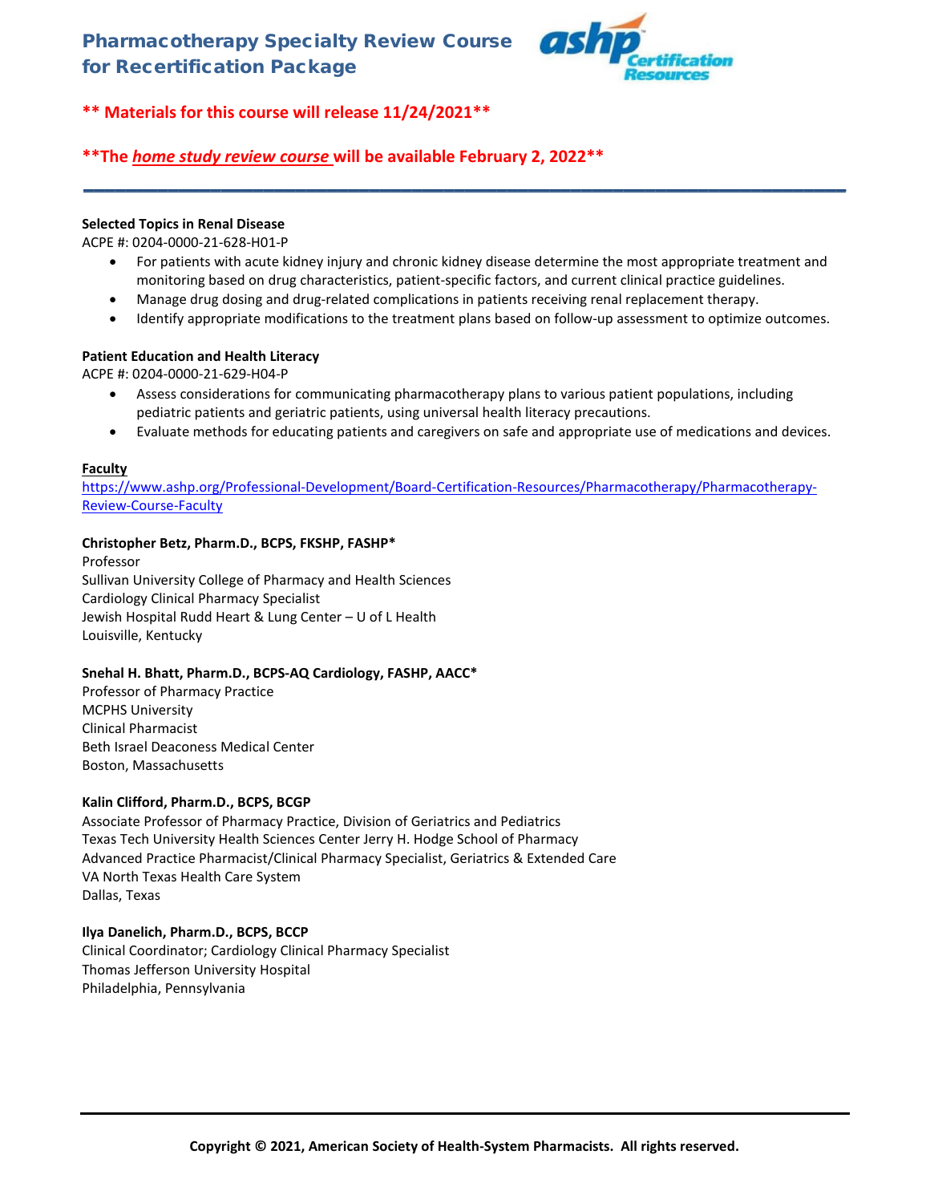# Pharmacotherapy Specialty Review Course for Recertification Package

**\*\* Materials for this course will release 11/24/2021\*\***

**\*\*The *home study review course* will be available February 2, 2022\*\***

---

**Selected Topics in Renal Disease**
ACPE #: 0204-0000-21-628-H01-P

- For patients with acute kidney injury and chronic kidney disease determine the most appropriate treatment and monitoring based on drug characteristics, patient-specific factors, and current clinical practice guidelines.
- Manage drug dosing and drug-related complications in patients receiving renal replacement therapy.
- Identify appropriate modifications to the treatment plans based on follow-up assessment to optimize outcomes.

**Patient Education and Health Literacy**
ACPE #: 0204-0000-21-629-H04-P

- Assess considerations for communicating pharmacotherapy plans to various patient populations, including pediatric patients and geriatric patients, using universal health literacy precautions.
- Evaluate methods for educating patients and caregivers on safe and appropriate use of medications and devices.

**Faculty**
https://www.ashp.org/Professional-Development/Board-Certification-Resources/Pharmacotherapy/Pharmacotherapy-Review-Course-Faculty

**Christopher Betz, Pharm.D., BCPS, FKSHP, FASHP\***
Professor
Sullivan University College of Pharmacy and Health Sciences
Cardiology Clinical Pharmacy Specialist
Jewish Hospital Rudd Heart & Lung Center – U of L Health
Louisville, Kentucky

**Snehal H. Bhatt, Pharm.D., BCPS-AQ Cardiology, FASHP, AACC\***
Professor of Pharmacy Practice
MCPHS University
Clinical Pharmacist
Beth Israel Deaconess Medical Center
Boston, Massachusetts

**Kalin Clifford, Pharm.D., BCPS, BCGP**
Associate Professor of Pharmacy Practice, Division of Geriatrics and Pediatrics
Texas Tech University Health Sciences Center Jerry H. Hodge School of Pharmacy
Advanced Practice Pharmacist/Clinical Pharmacy Specialist, Geriatrics & Extended Care
VA North Texas Health Care System
Dallas, Texas

**Ilya Danelich, Pharm.D., BCPS, BCCP**
Clinical Coordinator; Cardiology Clinical Pharmacy Specialist
Thomas Jefferson University Hospital
Philadelphia, Pennsylvania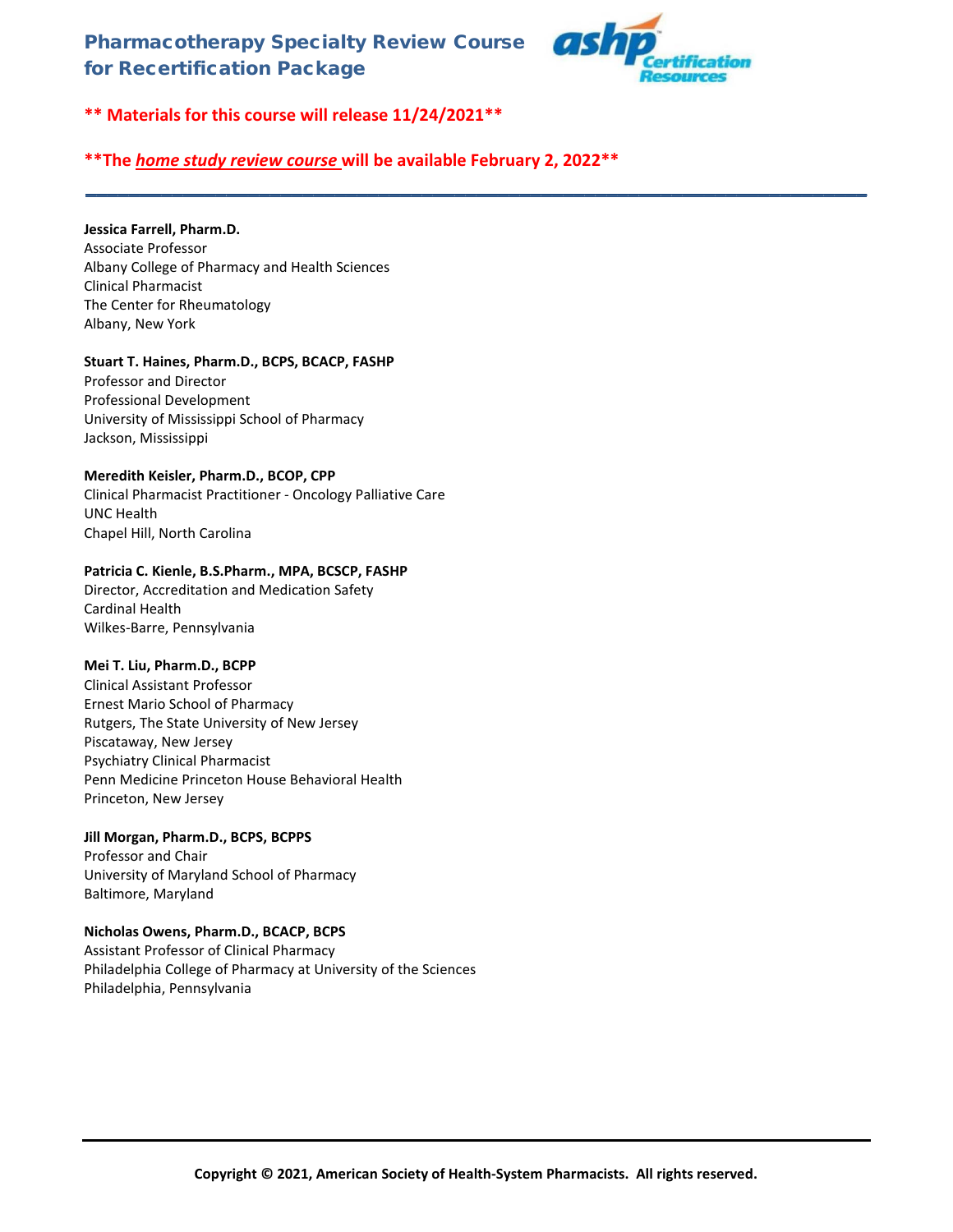# Pharmacotherapy Specialty Review Course for Recertification Package

**\*\* Materials for this course will release 11/24/2021\*\***

**\*\*The *home study review course* will be available February 2, 2022\*\***

---

**Jessica Farrell, Pharm.D.**
Associate Professor
Albany College of Pharmacy and Health Sciences
Clinical Pharmacist
The Center for Rheumatology
Albany, New York

**Stuart T. Haines, Pharm.D., BCPS, BCACP, FASHP**
Professor and Director
Professional Development
University of Mississippi School of Pharmacy
Jackson, Mississippi

**Meredith Keisler, Pharm.D., BCOP, CPP**
Clinical Pharmacist Practitioner - Oncology Palliative Care
UNC Health
Chapel Hill, North Carolina

**Patricia C. Kienle, B.S.Pharm., MPA, BCSCP, FASHP**
Director, Accreditation and Medication Safety
Cardinal Health
Wilkes-Barre, Pennsylvania

**Mei T. Liu, Pharm.D., BCPP**
Clinical Assistant Professor
Ernest Mario School of Pharmacy
Rutgers, The State University of New Jersey
Piscataway, New Jersey
Psychiatry Clinical Pharmacist
Penn Medicine Princeton House Behavioral Health
Princeton, New Jersey

**Jill Morgan, Pharm.D., BCPS, BCPPS**
Professor and Chair
University of Maryland School of Pharmacy
Baltimore, Maryland

**Nicholas Owens, Pharm.D., BCACP, BCPS**
Assistant Professor of Clinical Pharmacy
Philadelphia College of Pharmacy at University of the Sciences
Philadelphia, Pennsylvania

**Copyright © 2021, American Society of Health-System Pharmacists. All rights reserved.**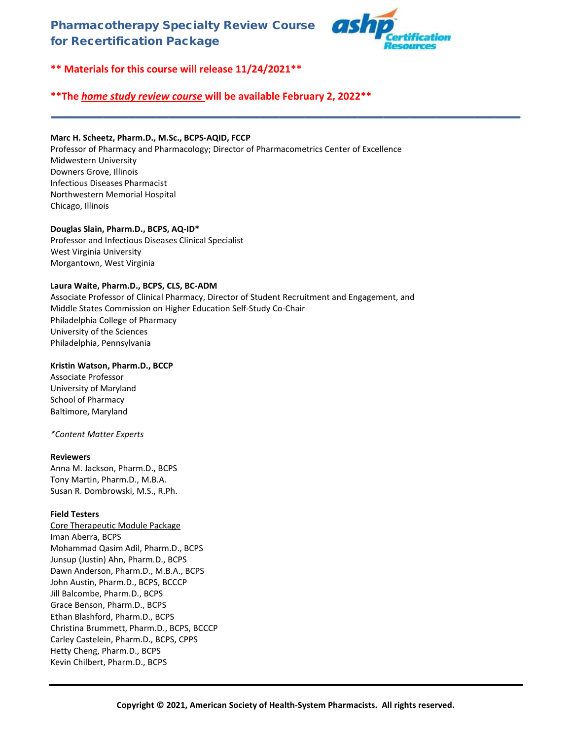## Pharmacotherapy Specialty Review Course for Recertification Package

**\*\* Materials for this course will release 11/24/2021\*\***

**\*\*The *home study review course* will be available February 2, 2022\*\***

---

**Marc H. Scheetz, Pharm.D., M.Sc., BCPS-AQID, FCCP**
Professor of Pharmacy and Pharmacology; Director of Pharmacometrics Center of Excellence
Midwestern University
Downers Grove, Illinois
Infectious Diseases Pharmacist
Northwestern Memorial Hospital
Chicago, Illinois

**Douglas Slain, Pharm.D., BCPS, AQ-ID\***
Professor and Infectious Diseases Clinical Specialist
West Virginia University
Morgantown, West Virginia

**Laura Waite, Pharm.D., BCPS, CLS, BC-ADM**
Associate Professor of Clinical Pharmacy, Director of Student Recruitment and Engagement, and Middle States Commission on Higher Education Self-Study Co-Chair
Philadelphia College of Pharmacy
University of the Sciences
Philadelphia, Pennsylvania

**Kristin Watson, Pharm.D., BCCP**
Associate Professor
University of Maryland
School of Pharmacy
Baltimore, Maryland

*\*Content Matter Experts*

**Reviewers**
Anna M. Jackson, Pharm.D., BCPS
Tony Martin, Pharm.D., M.B.A.
Susan R. Dombrowski, M.S., R.Ph.

**Field Testers**
Core Therapeutic Module Package
Iman Aberra, BCPS
Mohammad Qasim Adil, Pharm.D., BCPS
Junsup (Justin) Ahn, Pharm.D., BCPS
Dawn Anderson, Pharm.D., M.B.A., BCPS
John Austin, Pharm.D., BCPS, BCCCP
Jill Balcombe, Pharm.D., BCPS
Grace Benson, Pharm.D., BCPS
Ethan Blashford, Pharm.D., BCPS
Christina Brummett, Pharm.D., BCPS, BCCCP
Carley Castelein, Pharm.D., BCPS, CPPS
Hetty Cheng, Pharm.D., BCPS
Kevin Chilbert, Pharm.D., BCPS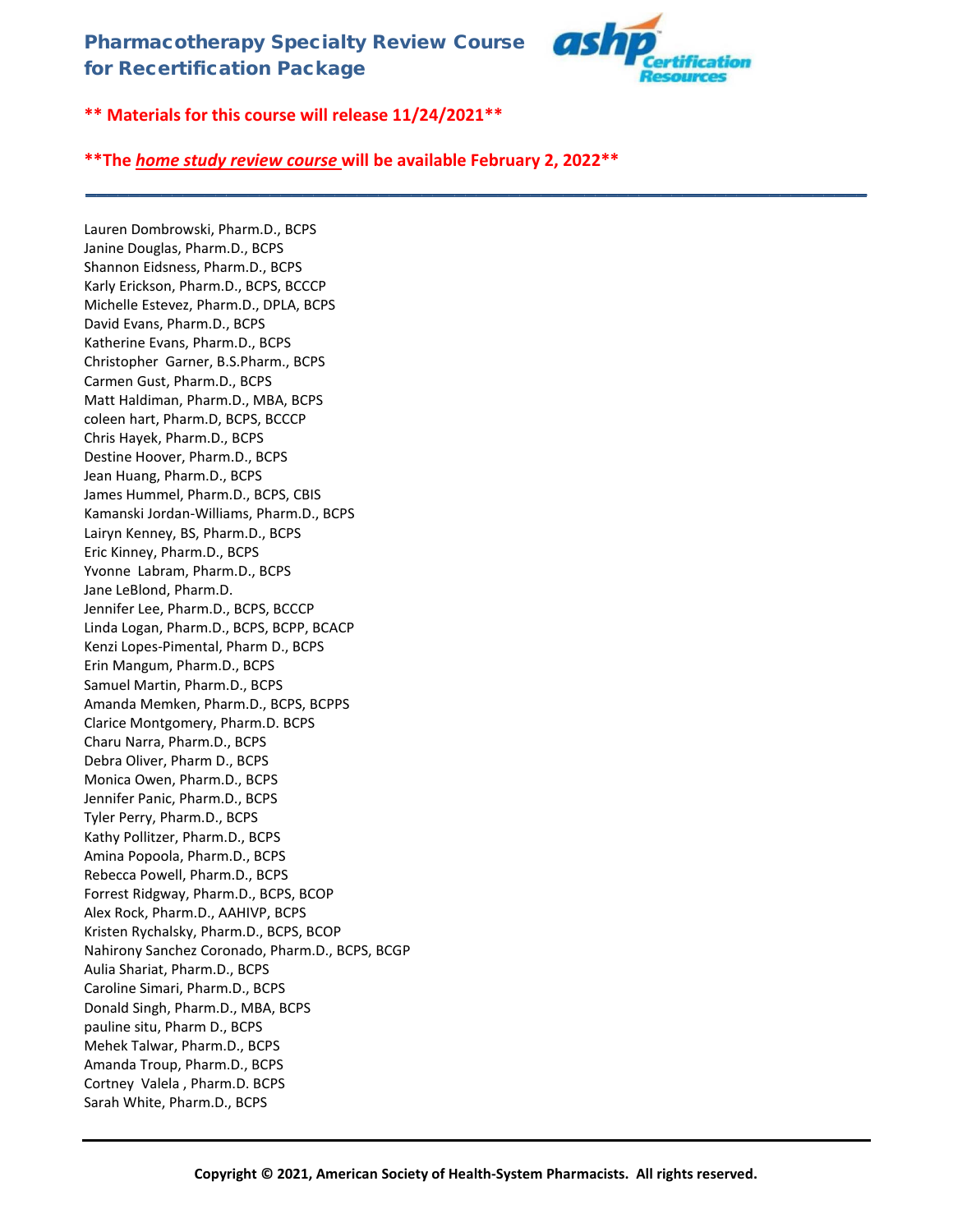# Pharmacotherapy Specialty Review Course for Recertification Package

**\*\* Materials for this course will release 11/24/2021\*\***

**\*\*The *home study review course* will be available February 2, 2022\*\***

---

Lauren Dombrowski, Pharm.D., BCPS
Janine Douglas, Pharm.D., BCPS
Shannon Eidsness, Pharm.D., BCPS
Karly Erickson, Pharm.D., BCPS, BCCCP
Michelle Estevez, Pharm.D., DPLA, BCPS
David Evans, Pharm.D., BCPS
Katherine Evans, Pharm.D., BCPS
Christopher Garner, B.S.Pharm., BCPS
Carmen Gust, Pharm.D., BCPS
Matt Haldiman, Pharm.D., MBA, BCPS
coleen hart, Pharm.D, BCPS, BCCCP
Chris Hayek, Pharm.D., BCPS
Destine Hoover, Pharm.D., BCPS
Jean Huang, Pharm.D., BCPS
James Hummel, Pharm.D., BCPS, CBIS
Kamanski Jordan-Williams, Pharm.D., BCPS
Lairyn Kenney, BS, Pharm.D., BCPS
Eric Kinney, Pharm.D., BCPS
Yvonne Labram, Pharm.D., BCPS
Jane LeBlond, Pharm.D.
Jennifer Lee, Pharm.D., BCPS, BCCCP
Linda Logan, Pharm.D., BCPS, BCPP, BCACP
Kenzi Lopes-Pimental, Pharm D., BCPS
Erin Mangum, Pharm.D., BCPS
Samuel Martin, Pharm.D., BCPS
Amanda Memken, Pharm.D., BCPS, BCPPS
Clarice Montgomery, Pharm.D. BCPS
Charu Narra, Pharm.D., BCPS
Debra Oliver, Pharm D., BCPS
Monica Owen, Pharm.D., BCPS
Jennifer Panic, Pharm.D., BCPS
Tyler Perry, Pharm.D., BCPS
Kathy Pollitzer, Pharm.D., BCPS
Amina Popoola, Pharm.D., BCPS
Rebecca Powell, Pharm.D., BCPS
Forrest Ridgway, Pharm.D., BCPS, BCOP
Alex Rock, Pharm.D., AAHIVP, BCPS
Kristen Rychalsky, Pharm.D., BCPS, BCOP
Nahirony Sanchez Coronado, Pharm.D., BCPS, BCGP
Aulia Shariat, Pharm.D., BCPS
Caroline Simari, Pharm.D., BCPS
Donald Singh, Pharm.D., MBA, BCPS
pauline situ, Pharm D., BCPS
Mehek Talwar, Pharm.D., BCPS
Amanda Troup, Pharm.D., BCPS
Cortney Valela , Pharm.D. BCPS
Sarah White, Pharm.D., BCPS

---

**Copyright © 2021, American Society of Health-System Pharmacists. All rights reserved.**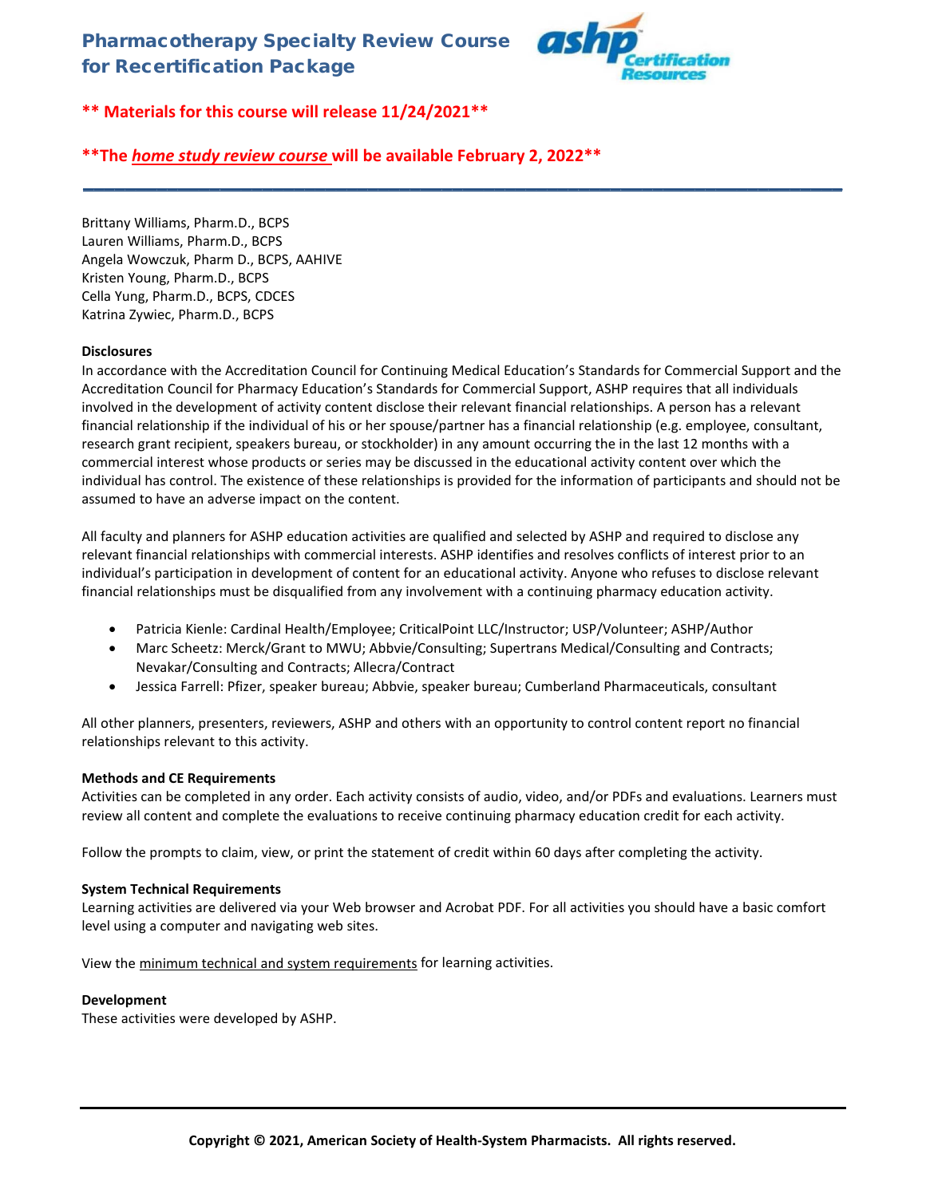# Pharmacotherapy Specialty Review Course for Recertification Package

**\*\* Materials for this course will release 11/24/2021\*\***

**\*\*The *home study review course* will be available February 2, 2022\*\***

---

Brittany Williams, Pharm.D., BCPS
Lauren Williams, Pharm.D., BCPS
Angela Wowczuk, Pharm D., BCPS, AAHIVE
Kristen Young, Pharm.D., BCPS
Cella Yung, Pharm.D., BCPS, CDCES
Katrina Zywiec, Pharm.D., BCPS

**Disclosures**
In accordance with the Accreditation Council for Continuing Medical Education's Standards for Commercial Support and the Accreditation Council for Pharmacy Education's Standards for Commercial Support, ASHP requires that all individuals involved in the development of activity content disclose their relevant financial relationships. A person has a relevant financial relationship if the individual of his or her spouse/partner has a financial relationship (e.g. employee, consultant, research grant recipient, speakers bureau, or stockholder) in any amount occurring the in the last 12 months with a commercial interest whose products or series may be discussed in the educational activity content over which the individual has control. The existence of these relationships is provided for the information of participants and should not be assumed to have an adverse impact on the content.

All faculty and planners for ASHP education activities are qualified and selected by ASHP and required to disclose any relevant financial relationships with commercial interests. ASHP identifies and resolves conflicts of interest prior to an individual's participation in development of content for an educational activity. Anyone who refuses to disclose relevant financial relationships must be disqualified from any involvement with a continuing pharmacy education activity.

- Patricia Kienle: Cardinal Health/Employee; CriticalPoint LLC/Instructor; USP/Volunteer; ASHP/Author
- Marc Scheetz: Merck/Grant to MWU; Abbvie/Consulting; Supertrans Medical/Consulting and Contracts; Nevakar/Consulting and Contracts; Allecra/Contract
- Jessica Farrell: Pfizer, speaker bureau; Abbvie, speaker bureau; Cumberland Pharmaceuticals, consultant

All other planners, presenters, reviewers, ASHP and others with an opportunity to control content report no financial relationships relevant to this activity.

**Methods and CE Requirements**
Activities can be completed in any order. Each activity consists of audio, video, and/or PDFs and evaluations. Learners must review all content and complete the evaluations to receive continuing pharmacy education credit for each activity.

Follow the prompts to claim, view, or print the statement of credit within 60 days after completing the activity.

**System Technical Requirements**
Learning activities are delivered via your Web browser and Acrobat PDF. For all activities you should have a basic comfort level using a computer and navigating web sites.

View the minimum technical and system requirements for learning activities.

**Development**
These activities were developed by ASHP.

**Copyright © 2021, American Society of Health-System Pharmacists. All rights reserved.**